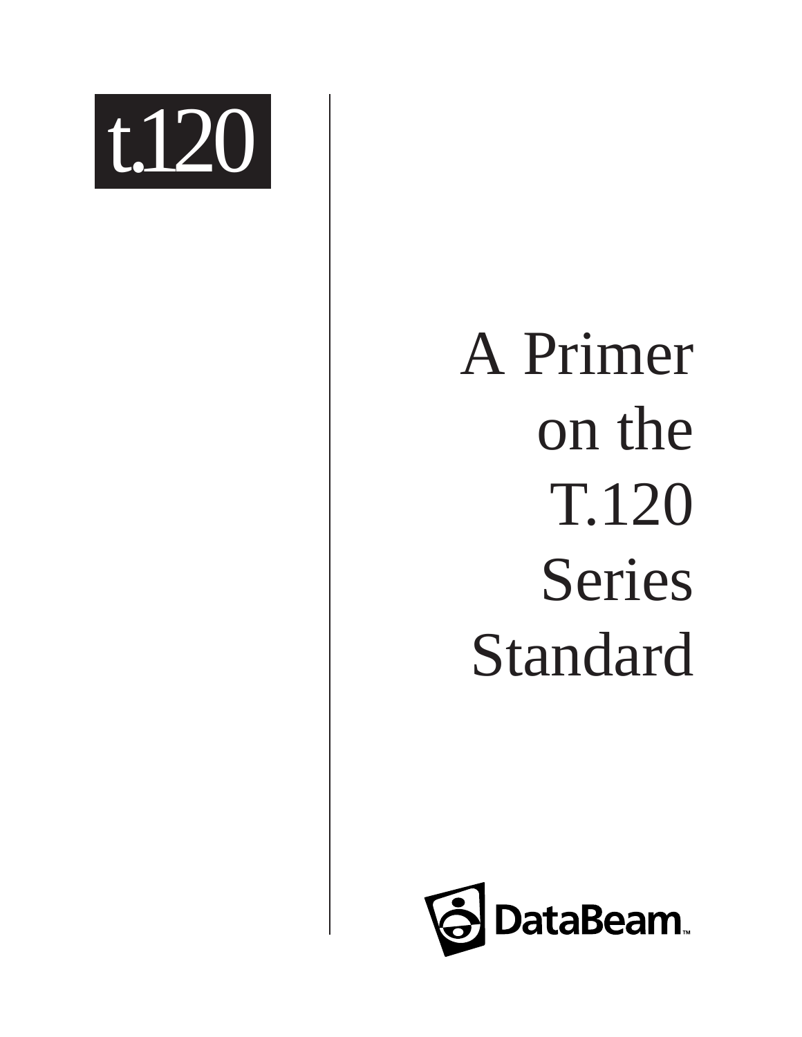t.120

# A Primer on the T.120 Series Standard

DataBeam™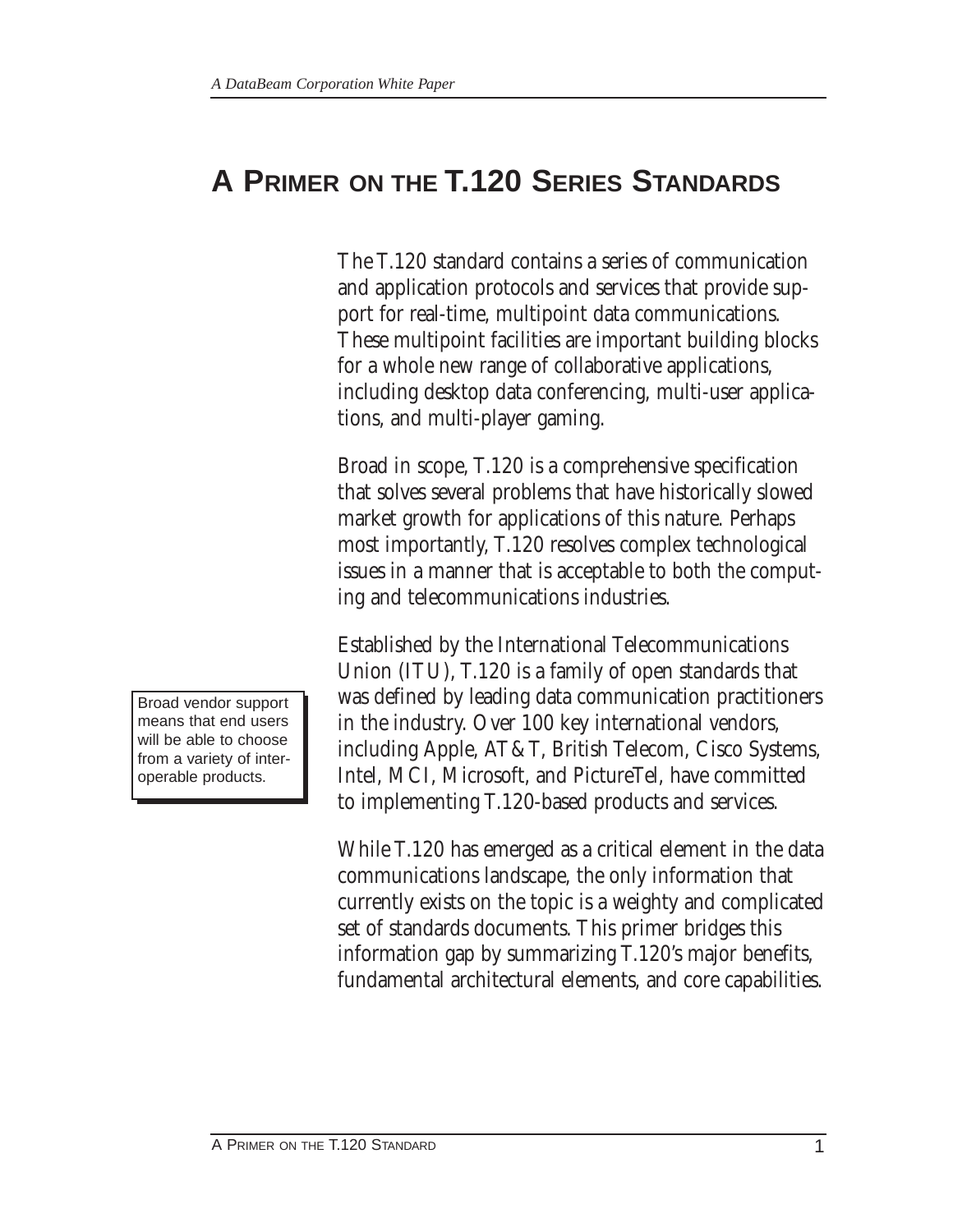# A Primer on the T.120 Series Standards

The T.120 standard contains a series of communication and application protocols and services that provide support for real-time, multipoint data communications. These multipoint facilities are important building blocks for a whole new range of collaborative applications, including desktop data conferencing, multi-user applications, and multi-player gaming.

Broad in scope, T.120 is a comprehensive specification that solves several problems that have historically slowed market growth for applications of this nature. Perhaps most importantly, T.120 resolves complex technological issues in a manner that is acceptable to both the computing and telecommunications industries.

Established by the International Telecommunications Union (ITU), T.120 is a family of open standards that was defined by leading data communication practitioners in the industry. Over 100 key international vendors, including Apple, AT&T, British Telecom, Cisco Systems, Intel, MCI, Microsoft, and PictureTel, have committed to implementing T.120-based products and services.

> Broad vendor support means that end users will be able to choose from a variety of interoperable products.

While T.120 has emerged as a critical element in the data communications landscape, the only information that currently exists on the topic is a weighty and complicated set of standards documents. This primer bridges this information gap by summarizing T.120's major benefits, fundamental architectural elements, and core capabilities.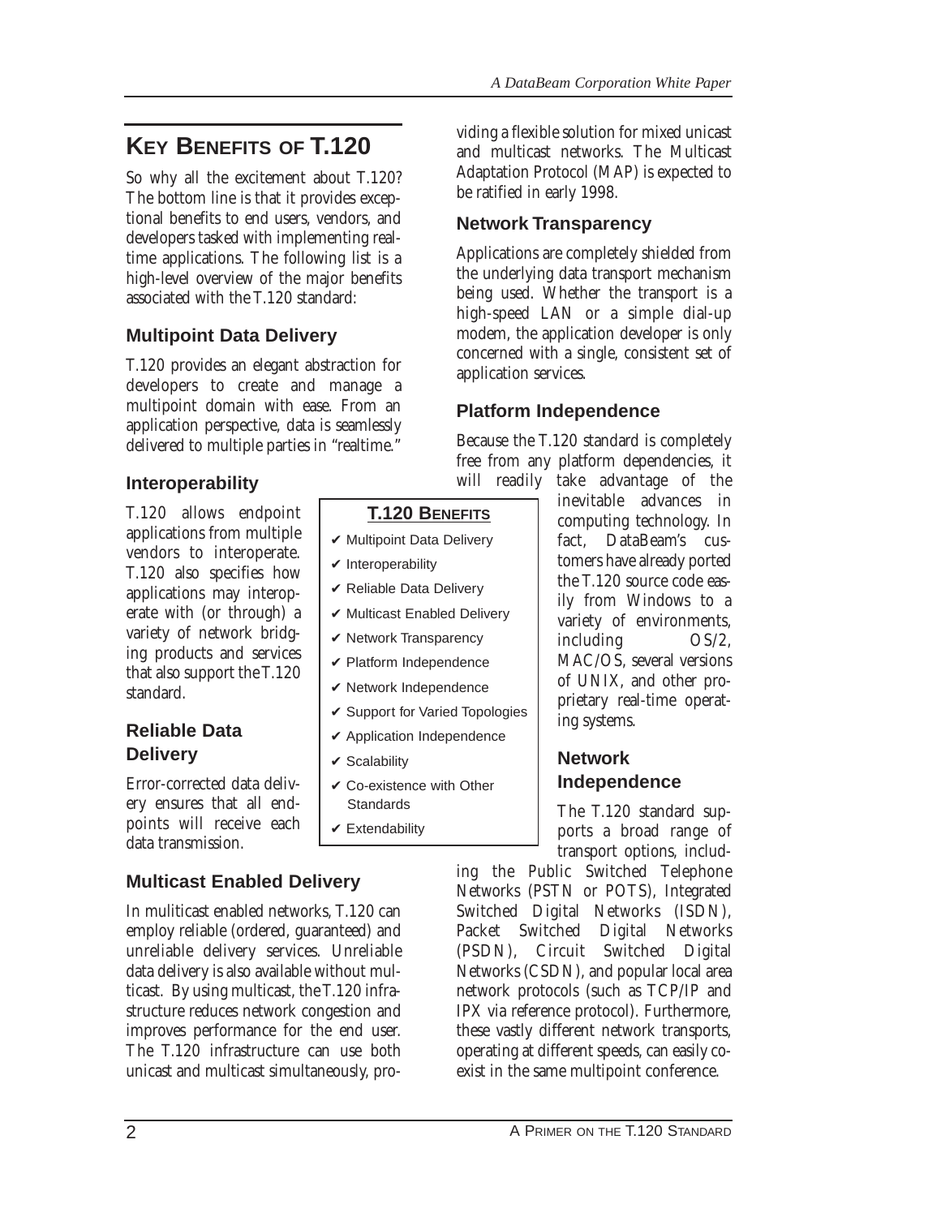## Key Benefits of T.120

So why all the excitement about T.120? The bottom line is that it provides exceptional benefits to end users, vendors, and developers tasked with implementing real-time applications. The following list is a high-level overview of the major benefits associated with the T.120 standard:

### Multipoint Data Delivery

T.120 provides an elegant abstraction for developers to create and manage a multipoint domain with ease. From an application perspective, data is seamlessly delivered to multiple parties in "realtime."

### Interoperability

T.120 allows endpoint applications from multiple vendors to interoperate. T.120 also specifies how applications may interoperate with (or through) a variety of network bridging products and services that also support the T.120 standard.

### Reliable Data Delivery

Error-corrected data delivery ensures that all endpoints will receive each data transmission.

### Multicast Enabled Delivery

In muliticast enabled networks, T.120 can employ reliable (ordered, guaranteed) and unreliable delivery services. Unreliable data delivery is also available without multicast. By using multicast, the T.120 infrastructure reduces network congestion and improves performance for the end user. The T.120 infrastructure can use both unicast and multicast simultaneously, providing a flexible solution for mixed unicast and multicast networks. The Multicast Adaptation Protocol (MAP) is expected to be ratified in early 1998.

### Network Transparency

Applications are completely shielded from the underlying data transport mechanism being used. Whether the transport is a high-speed LAN or a simple dial-up modem, the application developer is only concerned with a single, consistent set of application services.

### Platform Independence

Because the T.120 standard is completely free from any platform dependencies, it will readily take advantage of the inevitable advances in computing technology. In fact, DataBeam's customers have already ported the T.120 source code easily from Windows to a variety of environments, including OS/2, MAC/OS, several versions of UNIX, and other proprietary real-time operating systems.

### Network Independence

The T.120 standard supports a broad range of transport options, including the Public Switched Telephone Networks (PSTN or POTS), Integrated Switched Digital Networks (ISDN), Packet Switched Digital Networks (PSDN), Circuit Switched Digital Networks (CSDN), and popular local area network protocols (such as TCP/IP and IPX via reference protocol). Furthermore, these vastly different network transports, operating at different speeds, can easily co-exist in the same multipoint conference.

**T.120 Benefits**

- ✔ Multipoint Data Delivery
- ✔ Interoperability
- ✔ Reliable Data Delivery
- ✔ Multicast Enabled Delivery
- ✔ Network Transparency
- ✔ Platform Independence
- ✔ Network Independence
- ✔ Support for Varied Topologies
- ✔ Application Independence
- ✔ Scalability
- ✔ Co-existence with Other Standards
- ✔ Extendability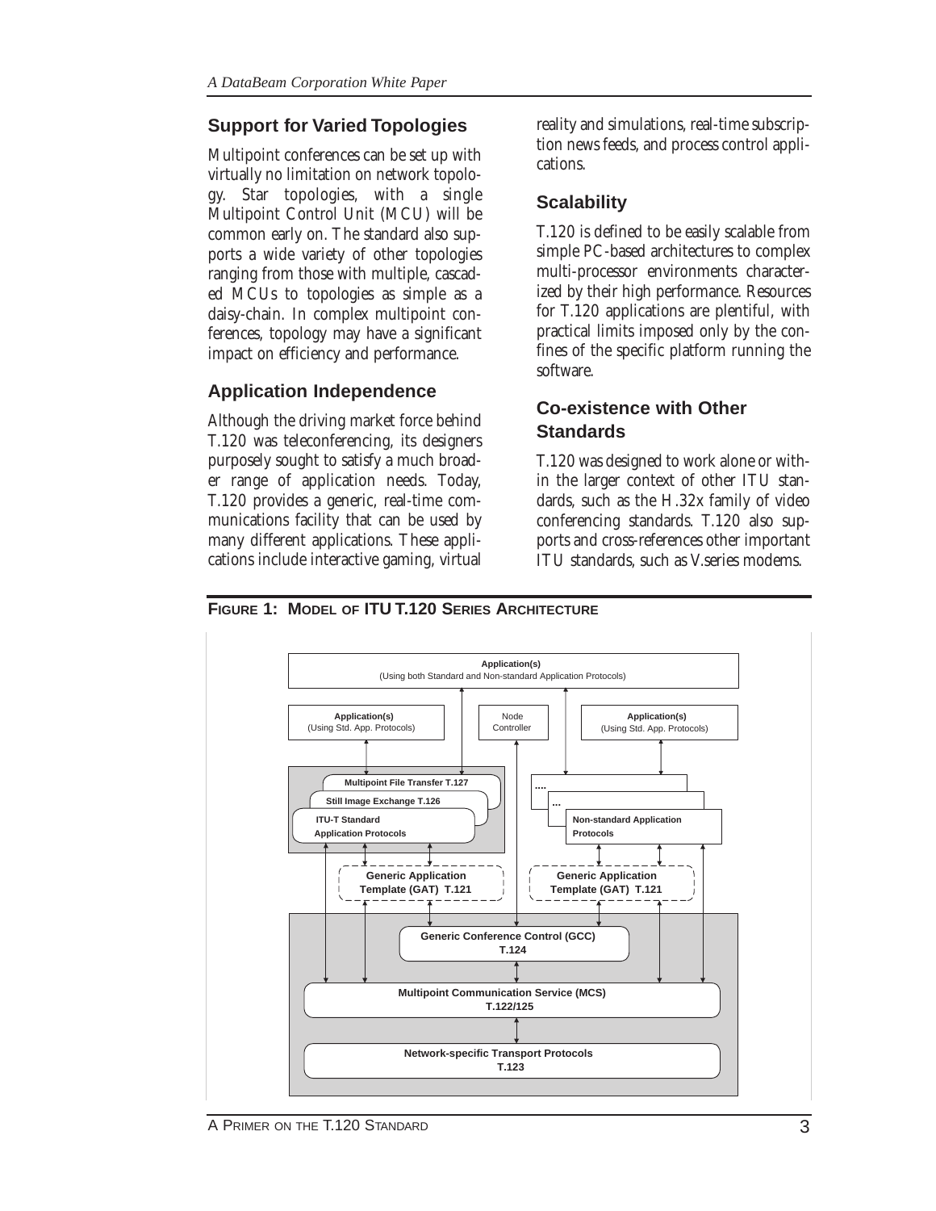## Support for Varied Topologies

Multipoint conferences can be set up with virtually no limitation on network topology. Star topologies, with a single Multipoint Control Unit (MCU) will be common early on. The standard also supports a wide variety of other topologies ranging from those with multiple, cascaded MCUs to topologies as simple as a daisy-chain. In complex multipoint conferences, topology may have a significant impact on efficiency and performance.

## Application Independence

Although the driving market force behind T.120 was teleconferencing, its designers purposely sought to satisfy a much broader range of application needs. Today, T.120 provides a generic, real-time communications facility that can be used by many different applications. These applications include interactive gaming, virtual reality and simulations, real-time subscription news feeds, and process control applications.

## Scalability

T.120 is defined to be easily scalable from simple PC-based architectures to complex multi-processor environments characterized by their high performance. Resources for T.120 applications are plentiful, with practical limits imposed only by the confines of the specific platform running the software.

## Co-existence with Other Standards

T.120 was designed to work alone or within the larger context of other ITU standards, such as the H.32x family of video conferencing standards. T.120 also supports and cross-references other important ITU standards, such as V.series modems.

**FIGURE 1: MODEL OF ITU T.120 SERIES ARCHITECTURE**

Application(s) (Using both Standard and Non-standard Application Protocols)

Application(s) (Using Std. App. Protocols) | Node Controller | Application(s) (Using Std. App. Protocols)

Multipoint File Transfer T.127 | Still Image Exchange T.126 | ITU-T Standard Application Protocols

.... | ... | Non-standard Application Protocols

Generic Application Template (GAT) T.121 | Generic Application Template (GAT) T.121

Generic Conference Control (GCC) T.124

Multipoint Communication Service (MCS) T.122/125

Network-specific Transport Protocols T.123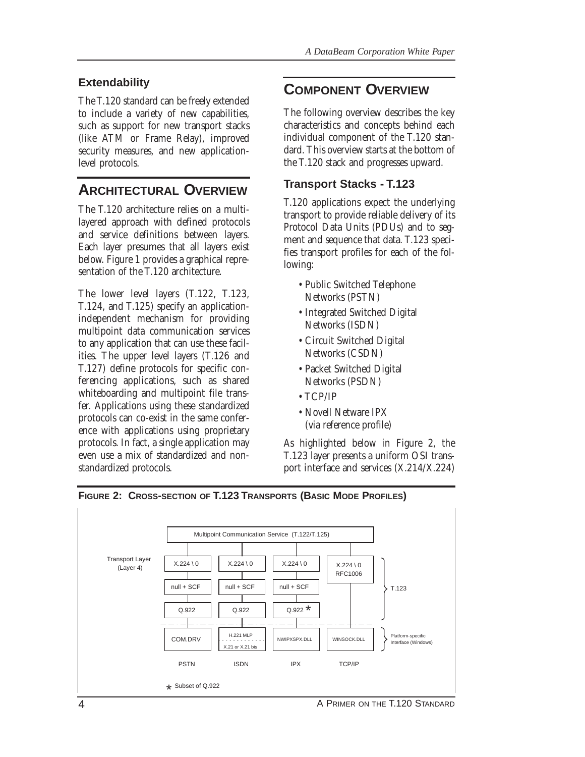### Extendability

The T.120 standard can be freely extended to include a variety of new capabilities, such as support for new transport stacks (like ATM or Frame Relay), improved security measures, and new application-level protocols.

## Architectural Overview

The T.120 architecture relies on a multi-layered approach with defined protocols and service definitions between layers. Each layer presumes that all layers exist below. Figure 1 provides a graphical representation of the T.120 architecture.

The lower level layers (T.122, T.123, T.124, and T.125) specify an application-independent mechanism for providing multipoint data communication services to any application that can use these facilities. The upper level layers (T.126 and T.127) define protocols for specific conferencing applications, such as shared whiteboarding and multipoint file transfer. Applications using these standardized protocols can co-exist in the same conference with applications using proprietary protocols. In fact, a single application may even use a mix of standardized and non-standardized protocols.

## Component Overview

The following overview describes the key characteristics and concepts behind each individual component of the T.120 standard. This overview starts at the bottom of the T.120 stack and progresses upward.

### Transport Stacks - T.123

T.120 applications expect the underlying transport to provide reliable delivery of its Protocol Data Units (PDUs) and to segment and sequence that data. T.123 specifies transport profiles for each of the following:

- Public Switched Telephone Networks (PSTN)
- Integrated Switched Digital Networks (ISDN)
- Circuit Switched Digital Networks (CSDN)
- Packet Switched Digital Networks (PSDN)
- TCP/IP
- Novell Netware IPX (via reference profile)

As highlighted below in Figure 2, the T.123 layer presents a uniform OSI transport interface and services (X.214/X.224)

**Figure 2: Cross-section of T.123 Transports (Basic Mode Profiles)**

| | PSTN | ISDN | IPX | TCP/IP | |
|---|---|---|---|---|---|
| | Multipoint Communication Service (T.122/T.125) | | | | |
| Transport Layer (Layer 4) | X.224 \ 0 | X.224 \ 0 | X.224 \ 0 | X.224 \ 0 RFC1006 | T.123 |
| | null + SCF | null + SCF | null + SCF | | T.123 |
| | Q.922 | Q.922 | Q.922 * | | T.123 |
| | COM.DRV | H.221 MLP / X.21 or X.21 bis | NWIPXSPX.DLL | WINSOCK.DLL | Platform-specific Interface (Windows) |

* Subset of Q.922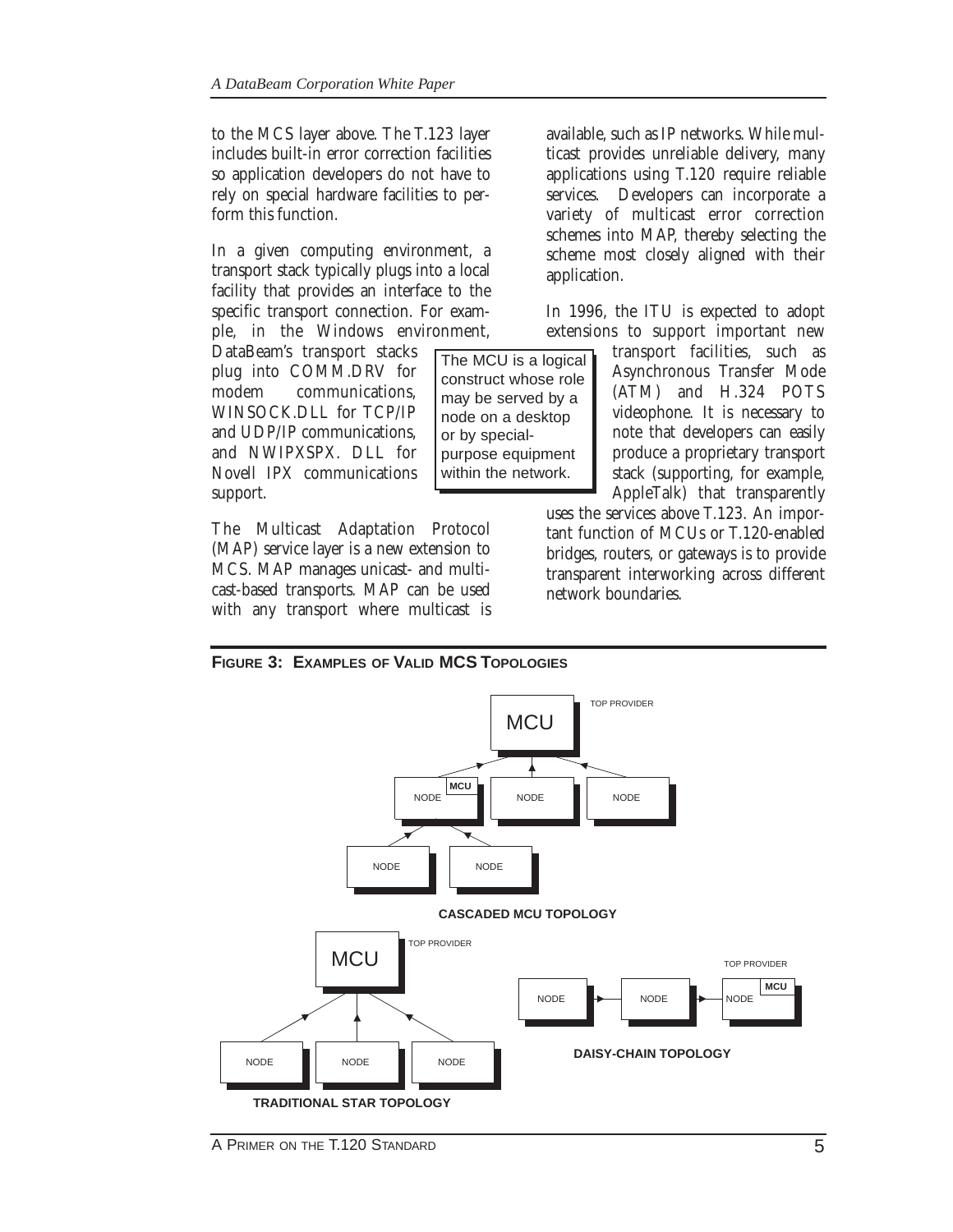to the MCS layer above. The T.123 layer includes built-in error correction facilities so application developers do not have to rely on special hardware facilities to perform this function.

In a given computing environment, a transport stack typically plugs into a local facility that provides an interface to the specific transport connection. For example, in the Windows environment, DataBeam's transport stacks plug into COMM.DRV for modem communications, WINSOCK.DLL for TCP/IP and UDP/IP communications, and NWIPXSPX. DLL for Novell IPX communications support.

> The MCU is a logical construct whose role may be served by a node on a desktop or by special-purpose equipment within the network.

The Multicast Adaptation Protocol (MAP) service layer is a new extension to MCS. MAP manages unicast- and multicast-based transports. MAP can be used with any transport where multicast is available, such as IP networks. While multicast provides unreliable delivery, many applications using T.120 require reliable services. Developers can incorporate a variety of multicast error correction schemes into MAP, thereby selecting the scheme most closely aligned with their application.

In 1996, the ITU is expected to adopt extensions to support important new transport facilities, such as Asynchronous Transfer Mode (ATM) and H.324 POTS videophone. It is necessary to note that developers can easily produce a proprietary transport stack (supporting, for example, AppleTalk) that transparently uses the services above T.123. An important function of MCUs or T.120-enabled bridges, routers, or gateways is to provide transparent interworking across different network boundaries.

**FIGURE 3: EXAMPLES OF VALID MCS TOPOLOGIES**

CASCADED MCU TOPOLOGY

TRADITIONAL STAR TOPOLOGY

DAISY-CHAIN TOPOLOGY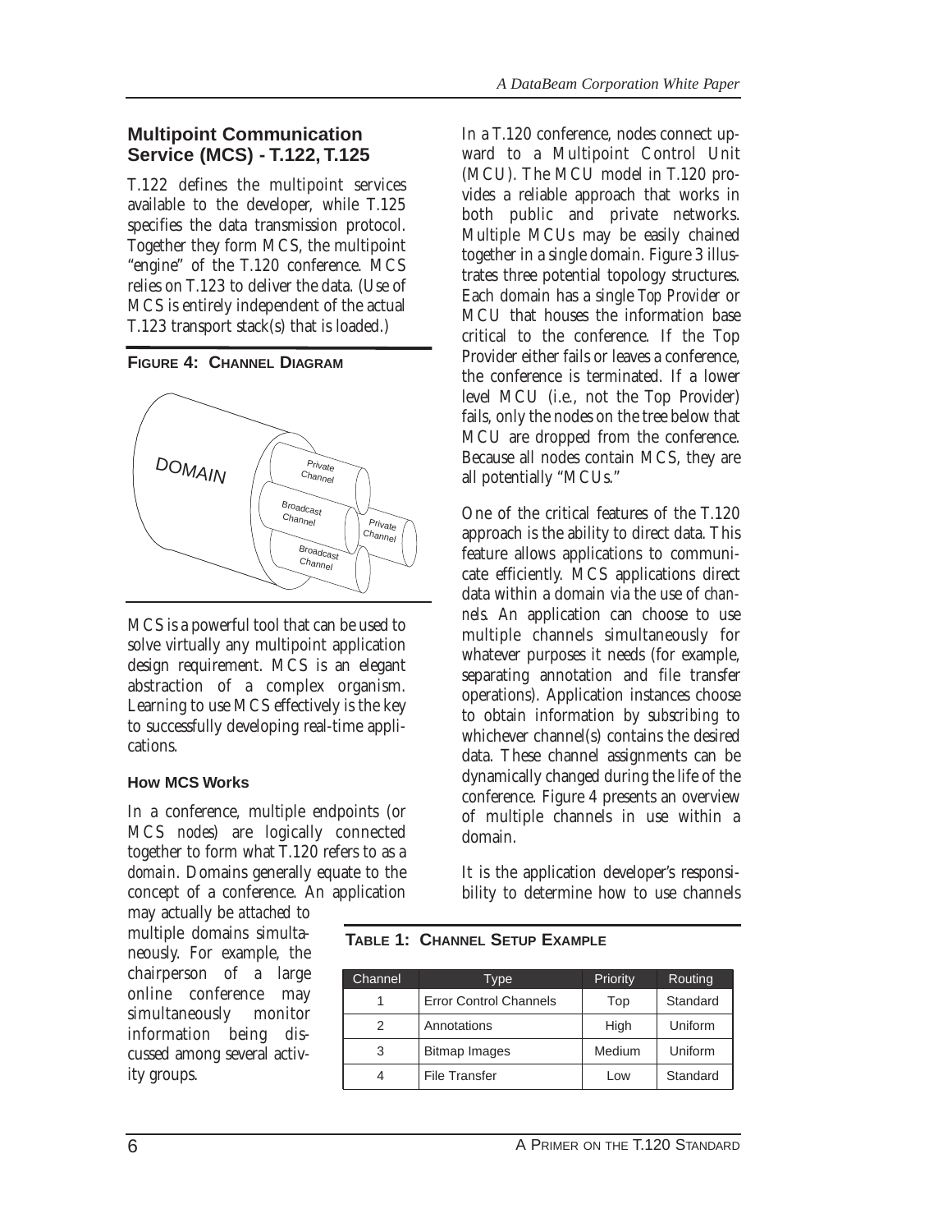## Multipoint Communication Service (MCS) - T.122, T.125

T.122 defines the multipoint services available to the developer, while T.125 specifies the data transmission protocol. Together they form MCS, the multipoint "engine" of the T.120 conference. MCS relies on T.123 to deliver the data. (Use of MCS is entirely independent of the actual T.123 transport stack(s) that is loaded.)

**FIGURE 4: CHANNEL DIAGRAM**

DOMAIN

Private Channel

Broadcast Channel

Private Channel

Broadcast Channel

MCS is a powerful tool that can be used to solve virtually any multipoint application design requirement. MCS is an elegant abstraction of a complex organism. Learning to use MCS effectively is the key to successfully developing real-time applications.

### How MCS Works

In a conference, multiple endpoints (or MCS *nodes*) are logically connected together to form what T.120 refers to as a *domain*. Domains generally equate to the concept of a conference. An application may actually be *attached* to multiple domains simultaneously. For example, the chairperson of a large online conference may simultaneously monitor information being discussed among several activity groups.

In a T.120 conference, nodes connect upward to a Multipoint Control Unit (MCU). The MCU model in T.120 provides a reliable approach that works in both public and private networks. Multiple MCUs may be easily chained together in a single domain. Figure 3 illustrates three potential topology structures. Each domain has a single *Top Provider* or MCU that houses the information base critical to the conference. If the Top Provider either fails or leaves a conference, the conference is terminated. If a lower level MCU (i.e., not the Top Provider) fails, only the nodes on the tree below that MCU are dropped from the conference. Because all nodes contain MCS, they are all potentially "MCUs."

One of the critical features of the T.120 approach is the ability to direct data. This feature allows applications to communicate efficiently. MCS applications direct data within a domain via the use of *channels*. An application can choose to use multiple channels simultaneously for whatever purposes it needs (for example, separating annotation and file transfer operations). Application instances choose to obtain information by *subscribing* to whichever channel(s) contains the desired data. These channel assignments can be dynamically changed during the life of the conference. Figure 4 presents an overview of multiple channels in use within a domain.

It is the application developer's responsibility to determine how to use channels

**TABLE 1: CHANNEL SETUP EXAMPLE**

| Channel | Type | Priority | Routing |
|---|---|---|---|
| 1 | Error Control Channels | Top | Standard |
| 2 | Annotations | High | Uniform |
| 3 | Bitmap Images | Medium | Uniform |
| 4 | File Transfer | Low | Standard |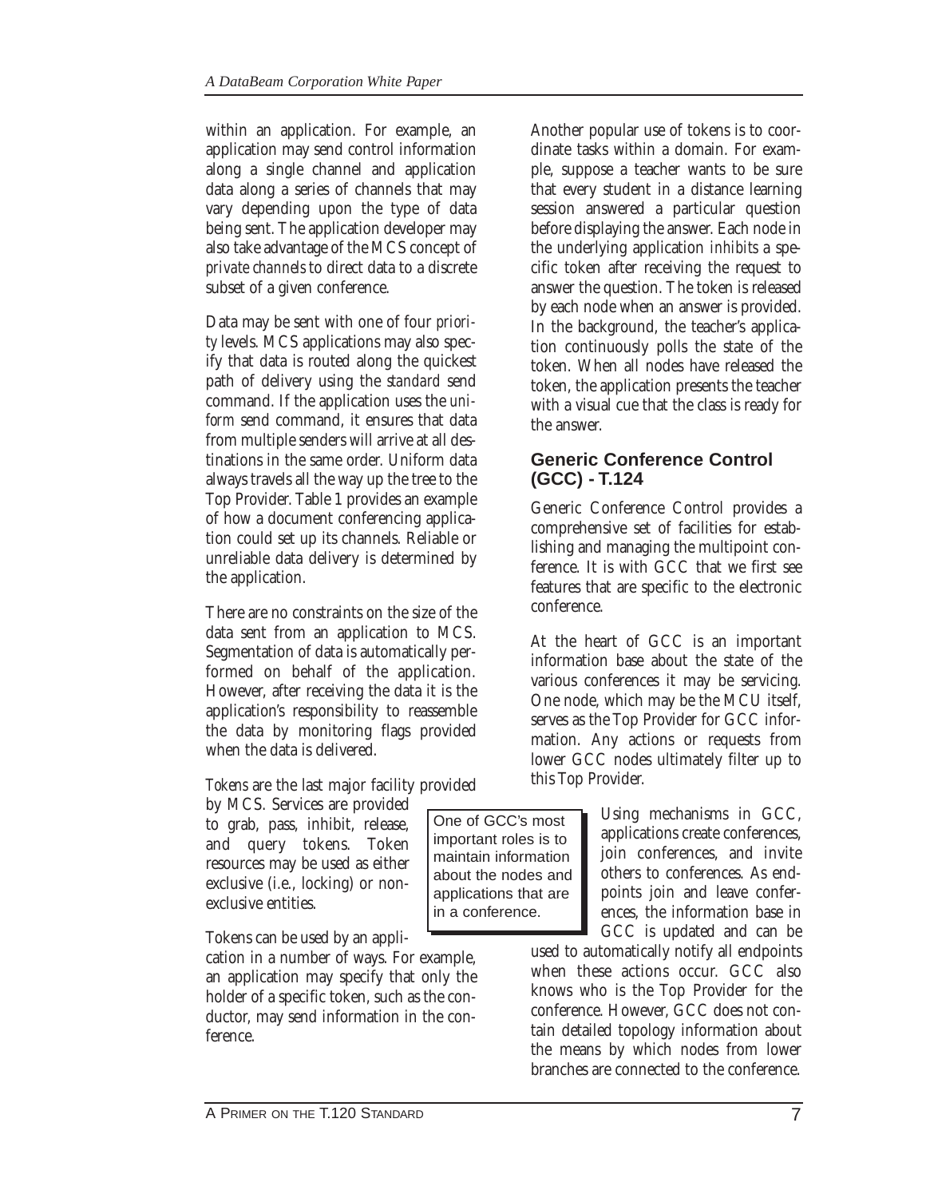within an application. For example, an application may send control information along a single channel and application data along a series of channels that may vary depending upon the type of data being sent. The application developer may also take advantage of the MCS concept of *private channels* to direct data to a discrete subset of a given conference.

Data may be sent with one of four *priority* levels. MCS applications may also specify that data is routed along the quickest path of delivery using the *standard* send command. If the application uses the *uniform* send command, it ensures that data from multiple senders will arrive at all destinations in the same order. Uniform data always travels all the way up the tree to the Top Provider. Table 1 provides an example of how a document conferencing application could set up its channels. Reliable or unreliable data delivery is determined by the application.

There are no constraints on the size of the data sent from an application to MCS. Segmentation of data is automatically performed on behalf of the application. However, after receiving the data it is the application's responsibility to reassemble the data by monitoring flags provided when the data is delivered.

*Tokens* are the last major facility provided by MCS. Services are provided to grab, pass, inhibit, release, and query tokens. Token resources may be used as either exclusive (i.e., locking) or non-exclusive entities.

Tokens can be used by an application in a number of ways. For example, an application may specify that only the holder of a specific token, such as the conductor, may send information in the conference.

Another popular use of tokens is to coordinate tasks within a domain. For example, suppose a teacher wants to be sure that every student in a distance learning session answered a particular question before displaying the answer. Each node in the underlying application *inhibits* a specific token after receiving the request to answer the question. The token is released by each node when an answer is provided. In the background, the teacher's application continuously polls the state of the token. When all nodes have released the token, the application presents the teacher with a visual cue that the class is ready for the answer.

## Generic Conference Control (GCC) - T.124

Generic Conference Control provides a comprehensive set of facilities for establishing and managing the multipoint conference. It is with GCC that we first see features that are specific to the electronic conference.

At the heart of GCC is an important information base about the state of the various conferences it may be servicing. One node, which may be the MCU itself, serves as the Top Provider for GCC information. Any actions or requests from lower GCC nodes ultimately filter up to this Top Provider.

> One of GCC's most important roles is to maintain information about the nodes and applications that are in a conference.

Using mechanisms in GCC, applications create conferences, join conferences, and invite others to conferences. As endpoints join and leave conferences, the information base in GCC is updated and can be used to automatically notify all endpoints when these actions occur. GCC also knows who is the Top Provider for the conference. However, GCC does not contain detailed topology information about the means by which nodes from lower branches are connected to the conference.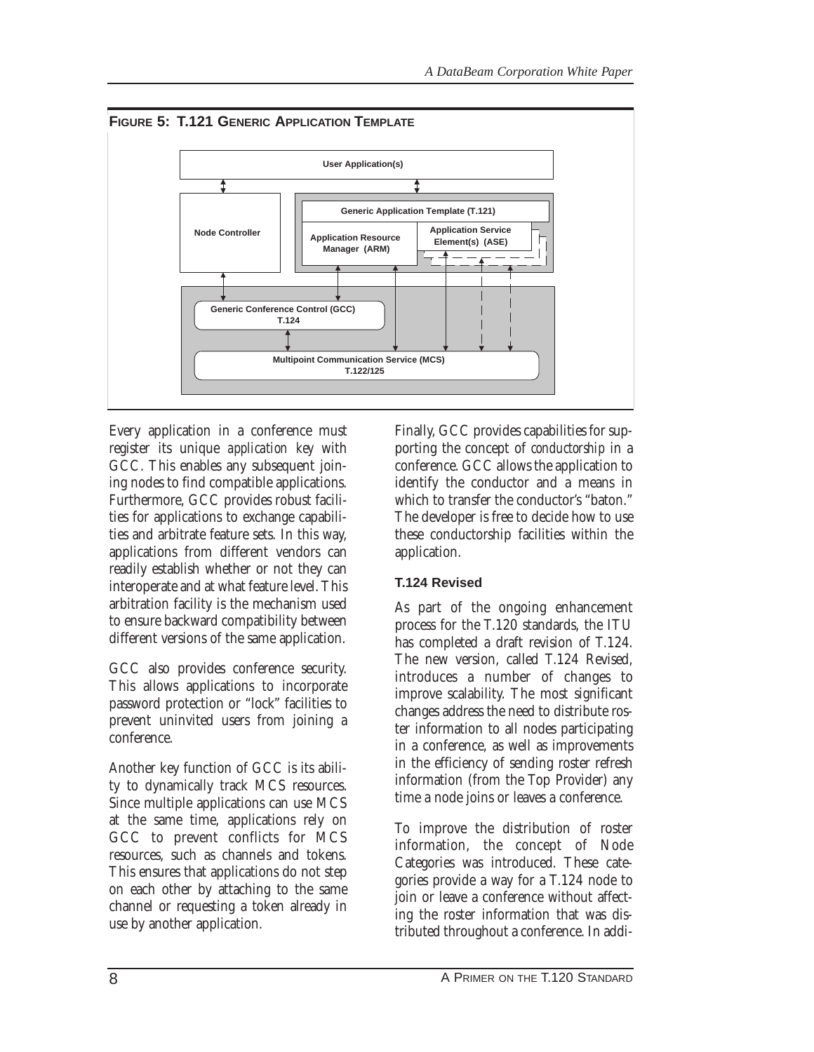**FIGURE 5: T.121 GENERIC APPLICATION TEMPLATE**

Every application in a conference must register its unique *application key* with GCC. This enables any subsequent joining nodes to find compatible applications. Furthermore, GCC provides robust facilities for applications to exchange capabilities and arbitrate feature sets. In this way, applications from different vendors can readily establish whether or not they can interoperate and at what feature level. This arbitration facility is the mechanism used to ensure backward compatibility between different versions of the same application.

GCC also provides conference security. This allows applications to incorporate password protection or "lock" facilities to prevent uninvited users from joining a conference.

Another key function of GCC is its ability to dynamically track MCS resources. Since multiple applications can use MCS at the same time, applications rely on GCC to prevent conflicts for MCS resources, such as channels and tokens. This ensures that applications do not step on each other by attaching to the same channel or requesting a token already in use by another application.

Finally, GCC provides capabilities for supporting the concept of *conductorship* in a conference. GCC allows the application to identify the conductor and a means in which to transfer the conductor's "baton." The developer is free to decide how to use these conductorship facilities within the application.

### T.124 Revised

As part of the ongoing enhancement process for the T.120 standards, the ITU has completed a draft revision of T.124. The new version, called T.124 Revised, introduces a number of changes to improve scalability. The most significant changes address the need to distribute roster information to all nodes participating in a conference, as well as improvements in the efficiency of sending roster refresh information (from the Top Provider) any time a node joins or leaves a conference.

To improve the distribution of roster information, the concept of Node Categories was introduced. These categories provide a way for a T.124 node to join or leave a conference without affecting the roster information that was distributed throughout a conference. In addi-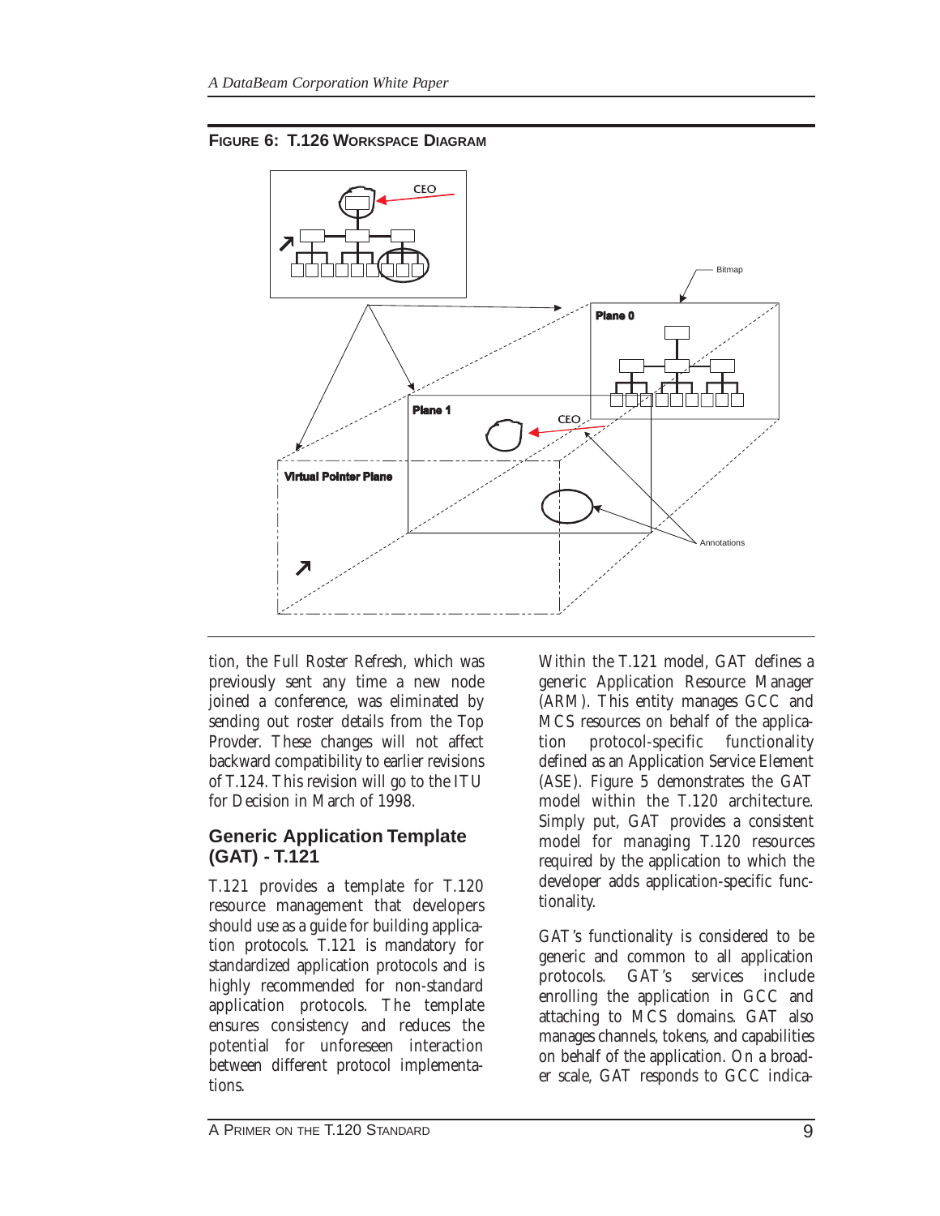**FIGURE 6: T.126 WORKSPACE DIAGRAM**

tion, the Full Roster Refresh, which was previously sent any time a new node joined a conference, was eliminated by sending out roster details from the Top Provder. These changes will not affect backward compatibility to earlier revisions of T.124. This revision will go to the ITU for Decision in March of 1998.

## Generic Application Template (GAT) - T.121

T.121 provides a template for T.120 resource management that developers should use as a guide for building application protocols. T.121 is mandatory for standardized application protocols and is highly recommended for non-standard application protocols. The template ensures consistency and reduces the potential for unforeseen interaction between different protocol implementations.

Within the T.121 model, GAT defines a generic Application Resource Manager (ARM). This entity manages GCC and MCS resources on behalf of the application protocol-specific functionality defined as an Application Service Element (ASE). Figure 5 demonstrates the GAT model within the T.120 architecture. Simply put, GAT provides a consistent model for managing T.120 resources required by the application to which the developer adds application-specific functionality.

GAT's functionality is considered to be generic and common to all application protocols. GAT's services include enrolling the application in GCC and attaching to MCS domains. GAT also manages channels, tokens, and capabilities on behalf of the application. On a broader scale, GAT responds to GCC indica-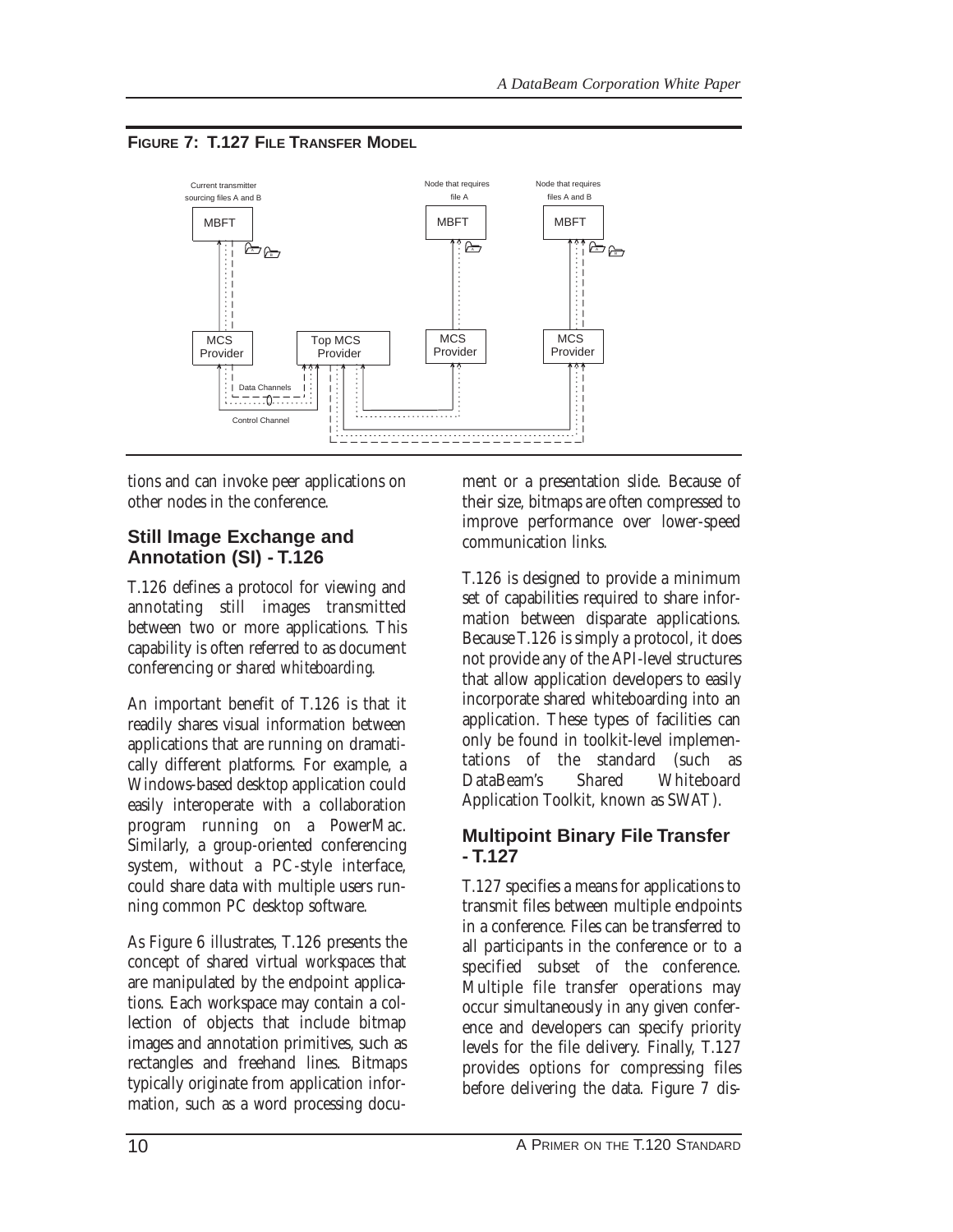**FIGURE 7: T.127 FILE TRANSFER MODEL**

tions and can invoke peer applications on other nodes in the conference.

## Still Image Exchange and Annotation (SI) - T.126

T.126 defines a protocol for viewing and annotating still images transmitted between two or more applications. This capability is often referred to as document conferencing or *shared whiteboarding*.

An important benefit of T.126 is that it readily shares visual information between applications that are running on dramatically different platforms. For example, a Windows-based desktop application could easily interoperate with a collaboration program running on a PowerMac. Similarly, a group-oriented conferencing system, without a PC-style interface, could share data with multiple users running common PC desktop software.

As Figure 6 illustrates, T.126 presents the concept of shared virtual *workspaces* that are manipulated by the endpoint applications. Each workspace may contain a collection of objects that include bitmap images and annotation primitives, such as rectangles and freehand lines. Bitmaps typically originate from application information, such as a word processing document or a presentation slide. Because of their size, bitmaps are often compressed to improve performance over lower-speed communication links.

T.126 is designed to provide a minimum set of capabilities required to share information between disparate applications. Because T.126 is simply a protocol, it does not provide any of the API-level structures that allow application developers to easily incorporate shared whiteboarding into an application. These types of facilities can only be found in toolkit-level implementations of the standard (such as DataBeam's Shared Whiteboard Application Toolkit, known as SWAT).

## Multipoint Binary File Transfer - T.127

T.127 specifies a means for applications to transmit files between multiple endpoints in a conference. Files can be transferred to all participants in the conference or to a specified subset of the conference. Multiple file transfer operations may occur simultaneously in any given conference and developers can specify priority levels for the file delivery. Finally, T.127 provides options for compressing files before delivering the data. Figure 7 dis-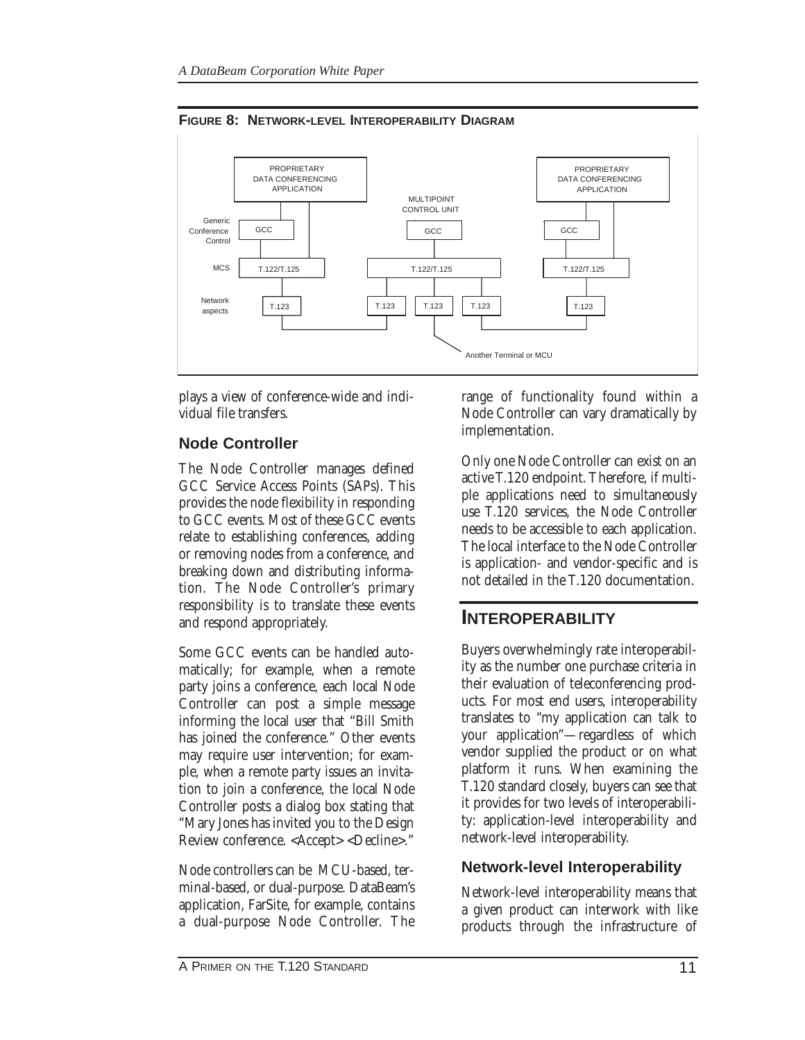**FIGURE 8: NETWORK-LEVEL INTEROPERABILITY DIAGRAM**

plays a view of conference-wide and individual file transfers.

## Node Controller

The Node Controller manages defined GCC Service Access Points (SAPs). This provides the node flexibility in responding to GCC events. Most of these GCC events relate to establishing conferences, adding or removing nodes from a conference, and breaking down and distributing information. The Node Controller's primary responsibility is to translate these events and respond appropriately.

Some GCC events can be handled automatically; for example, when a remote party joins a conference, each local Node Controller can post a simple message informing the local user that "Bill Smith has joined the conference." Other events may require user intervention; for example, when a remote party issues an invitation to join a conference, the local Node Controller posts a dialog box stating that "Mary Jones has invited you to the Design Review conference. <Accept> <Decline>."

Node controllers can be MCU-based, terminal-based, or dual-purpose. DataBeam's application, FarSite, for example, contains a dual-purpose Node Controller. The range of functionality found within a Node Controller can vary dramatically by implementation.

Only one Node Controller can exist on an active T.120 endpoint. Therefore, if multiple applications need to simultaneously use T.120 services, the Node Controller needs to be accessible to each application. The local interface to the Node Controller is application- and vendor-specific and is not detailed in the T.120 documentation.

# INTEROPERABILITY

Buyers overwhelmingly rate interoperability as the number one purchase criteria in their evaluation of teleconferencing products. For most end users, interoperability translates to "my application can talk to your application"—regardless of which vendor supplied the product or on what platform it runs. When examining the T.120 standard closely, buyers can see that it provides for two levels of interoperability: application-level interoperability and network-level interoperability.

## Network-level Interoperability

Network-level interoperability means that a given product can interwork with like products through the infrastructure of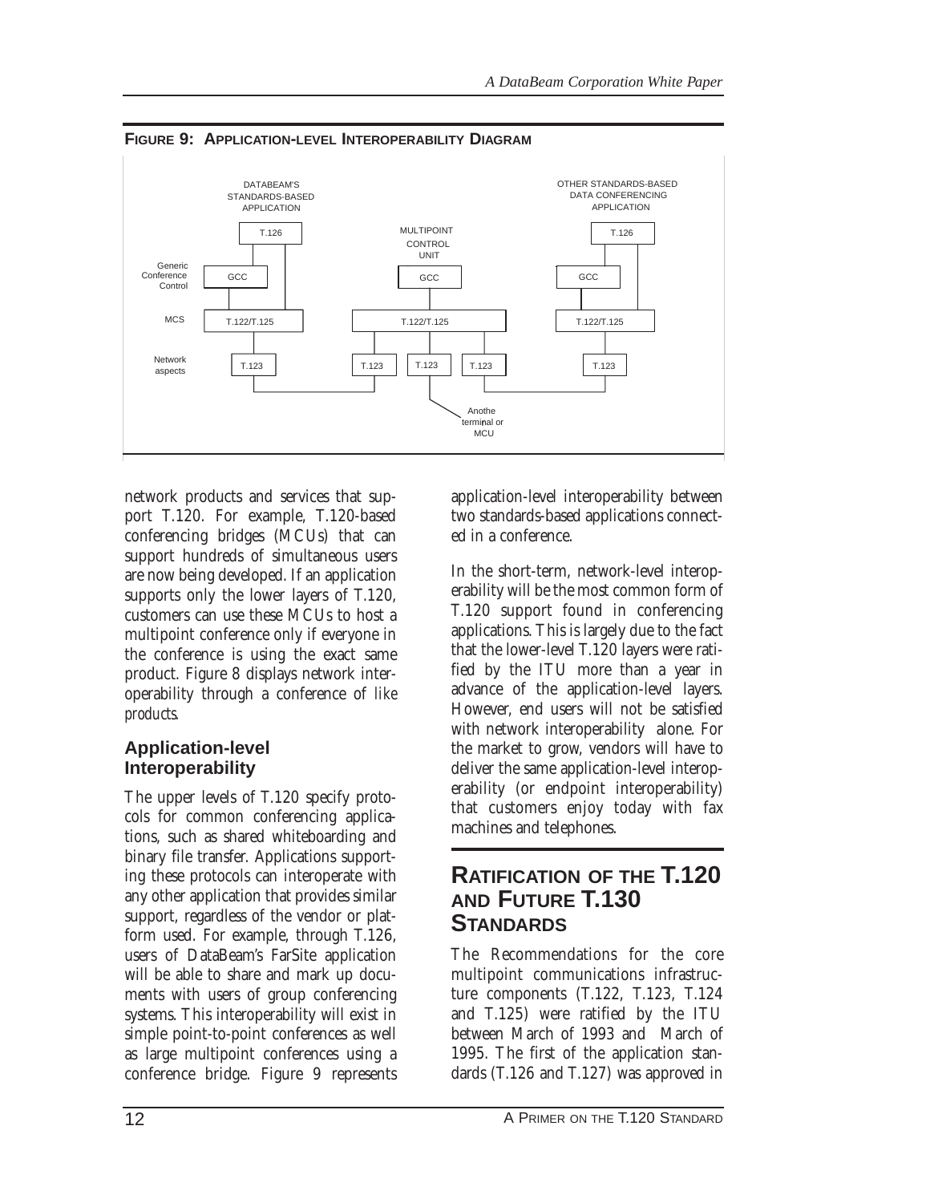**FIGURE 9: APPLICATION-LEVEL INTEROPERABILITY DIAGRAM**

network products and services that support T.120. For example, T.120-based conferencing bridges (MCUs) that can support hundreds of simultaneous users are now being developed. If an application supports only the lower layers of T.120, customers can use these MCUs to host a multipoint conference only if everyone in the conference is using the exact same product. Figure 8 displays network interoperability through a conference of *like products*.

### Application-level Interoperability

The upper levels of T.120 specify protocols for common conferencing applications, such as shared whiteboarding and binary file transfer. Applications supporting these protocols can interoperate with any other application that provides similar support, regardless of the vendor or platform used. For example, through T.126, users of DataBeam's FarSite application will be able to share and mark up documents with users of group conferencing systems. This interoperability will exist in simple point-to-point conferences as well as large multipoint conferences using a conference bridge. Figure 9 represents application-level interoperability between two standards-based applications connected in a conference.

In the short-term, network-level interoperability will be the most common form of T.120 support found in conferencing applications. This is largely due to the fact that the lower-level T.120 layers were ratified by the ITU more than a year in advance of the application-level layers. However, end users will not be satisfied with network interoperability alone. For the market to grow, vendors will have to deliver the same application-level interoperability (or endpoint interoperability) that customers enjoy today with fax machines and telephones.

## RATIFICATION OF THE T.120 AND FUTURE T.130 STANDARDS

The Recommendations for the core multipoint communications infrastructure components (T.122, T.123, T.124 and T.125) were ratified by the ITU between March of 1993 and March of 1995. The first of the application standards (T.126 and T.127) was approved in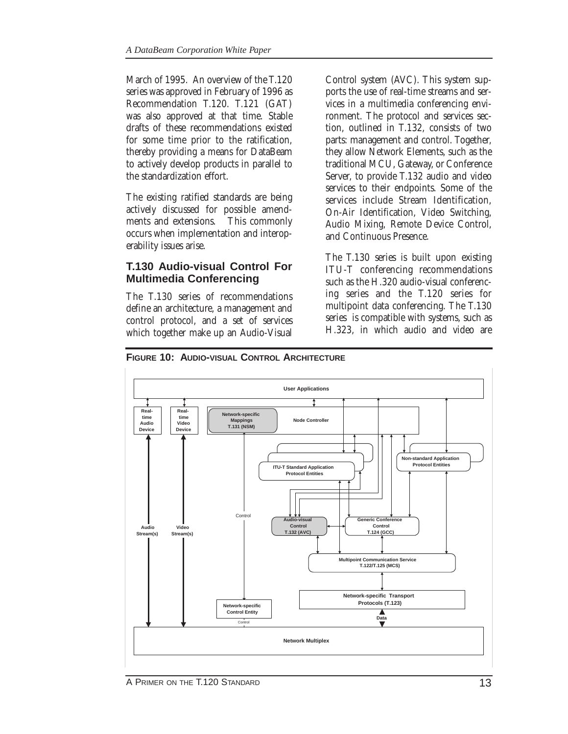March of 1995. An overview of the T.120 series was approved in February of 1996 as Recommendation T.120. T.121 (GAT) was also approved at that time. Stable drafts of these recommendations existed for some time prior to the ratification, thereby providing a means for DataBeam to actively develop products in parallel to the standardization effort.

The existing ratified standards are being actively discussed for possible amendments and extensions. This commonly occurs when implementation and interoperability issues arise.

## T.130 Audio-visual Control For Multimedia Conferencing

The T.130 series of recommendations define an architecture, a management and control protocol, and a set of services which together make up an Audio-Visual Control system (AVC). This system supports the use of real-time streams and services in a multimedia conferencing environment. The protocol and services section, outlined in T.132, consists of two parts: management and control. Together, they allow Network Elements, such as the traditional MCU, Gateway, or Conference Server, to provide T.132 audio and video services to their endpoints. Some of the services include Stream Identification, On-Air Identification, Video Switching, Audio Mixing, Remote Device Control, and Continuous Presence.

The T.130 series is built upon existing ITU-T conferencing recommendations such as the H.320 audio-visual conferencing series and the T.120 series for multipoint data conferencing. The T.130 series is compatible with systems, such as H.323, in which audio and video are

**FIGURE 10: AUDIO-VISUAL CONTROL ARCHITECTURE**

User Applications

Real-time Audio Device | Real-time Video Device | Network-specific Mappings T.131 (NSM) | Node Controller

ITU-T Standard Application Protocol Entities | Non-standard Application Protocol Entities

Audio Stream(s) | Video Stream(s) | Control

Audio-visual Control T.132 (AVC) | Generic Conference Control T.124 (GCC)

Multipoint Communication Service T.122/T.125 (MCS)

Network-specific Transport Protocols (T.123)

Network-specific Control Entity | Control | Data

Network Multiplex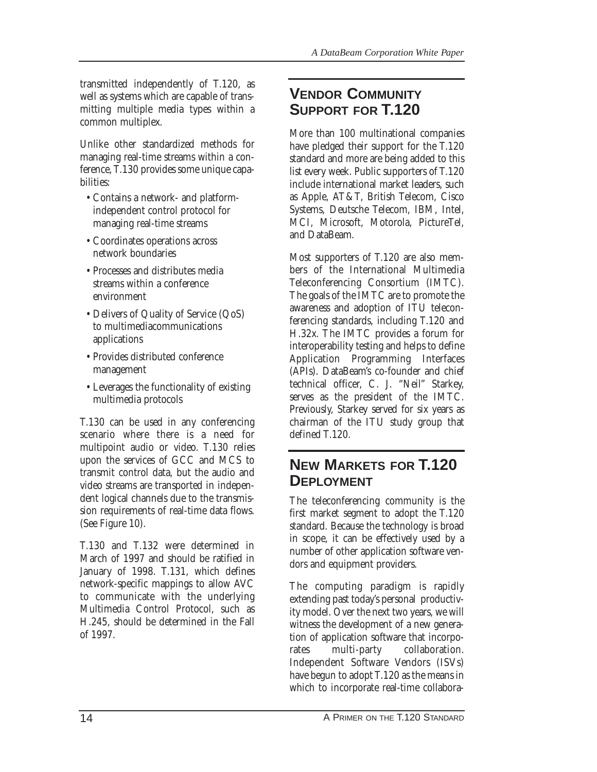transmitted independently of T.120, as well as systems which are capable of transmitting multiple media types within a common multiplex.

Unlike other standardized methods for managing real-time streams within a conference, T.130 provides some unique capabilities:

- Contains a network- and platform-independent control protocol for managing real-time streams
- Coordinates operations across network boundaries
- Processes and distributes media streams within a conference environment
- Delivers of Quality of Service (QoS) to multimediacommunications applications
- Provides distributed conference management
- Leverages the functionality of existing multimedia protocols

T.130 can be used in any conferencing scenario where there is a need for multipoint audio or video. T.130 relies upon the services of GCC and MCS to transmit control data, but the audio and video streams are transported in independent logical channels due to the transmission requirements of real-time data flows. (See Figure 10).

T.130 and T.132 were determined in March of 1997 and should be ratified in January of 1998. T.131, which defines network-specific mappings to allow AVC to communicate with the underlying Multimedia Control Protocol, such as H.245, should be determined in the Fall of 1997.

## Vendor Community Support for T.120

More than 100 multinational companies have pledged their support for the T.120 standard and more are being added to this list every week. Public supporters of T.120 include international market leaders, such as Apple, AT&T, British Telecom, Cisco Systems, Deutsche Telecom, IBM, Intel, MCI, Microsoft, Motorola, PictureTel, and DataBeam.

Most supporters of T.120 are also members of the International Multimedia Teleconferencing Consortium (IMTC). The goals of the IMTC are to promote the awareness and adoption of ITU teleconferencing standards, including T.120 and H.32x. The IMTC provides a forum for interoperability testing and helps to define Application Programming Interfaces (APIs). DataBeam's co-founder and chief technical officer, C. J. "Neil" Starkey, serves as the president of the IMTC. Previously, Starkey served for six years as chairman of the ITU study group that defined T.120.

## New Markets for T.120 Deployment

The teleconferencing community is the first market segment to adopt the T.120 standard. Because the technology is broad in scope, it can be effectively used by a number of other application software vendors and equipment providers.

The computing paradigm is rapidly extending past today's personal productivity model. Over the next two years, we will witness the development of a new generation of application software that incorporates multi-party collaboration. Independent Software Vendors (ISVs) have begun to adopt T.120 as the means in which to incorporate real-time collabora-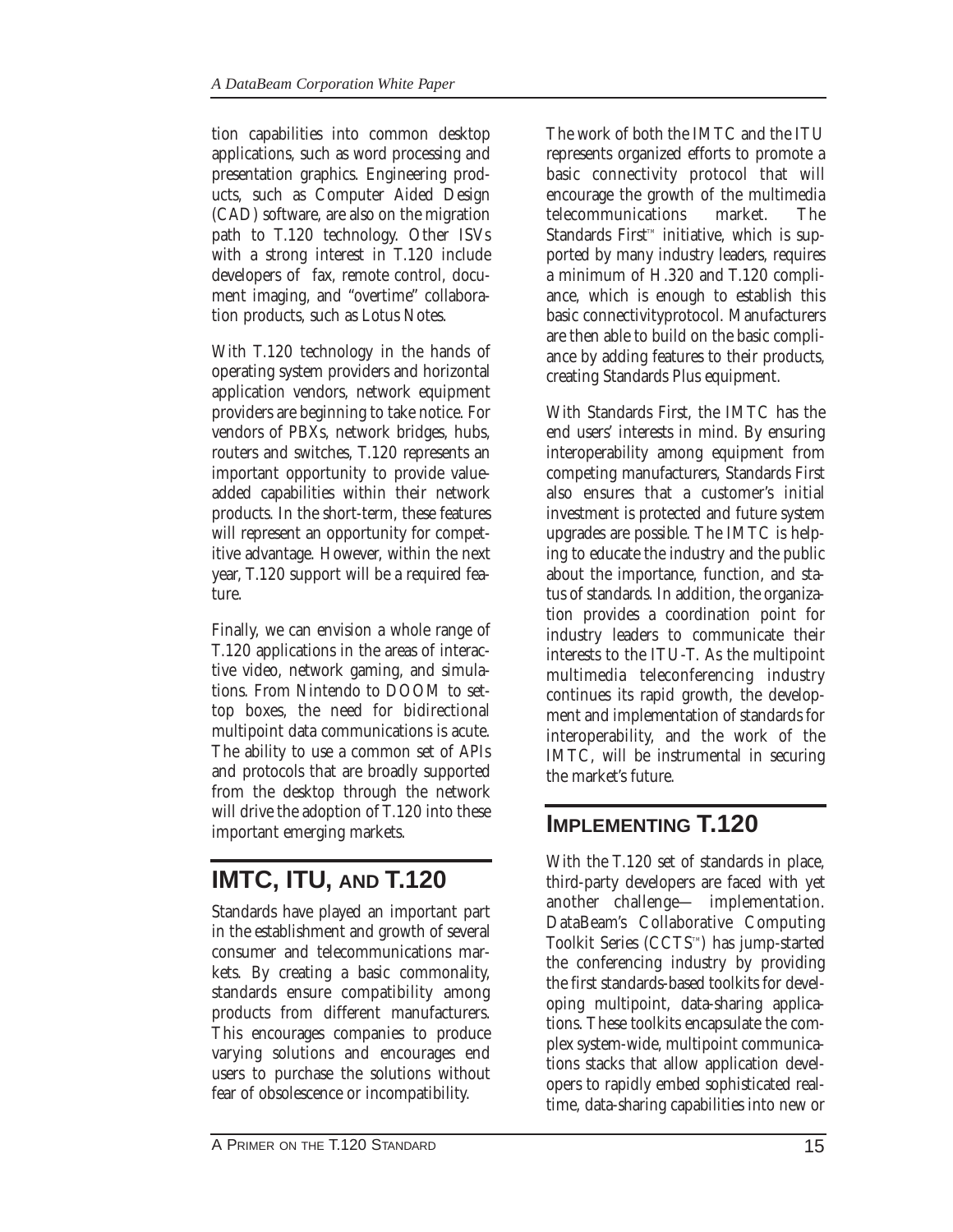tion capabilities into common desktop applications, such as word processing and presentation graphics. Engineering products, such as Computer Aided Design (CAD) software, are also on the migration path to T.120 technology. Other ISVs with a strong interest in T.120 include developers of fax, remote control, document imaging, and "overtime" collaboration products, such as Lotus Notes.

With T.120 technology in the hands of operating system providers and horizontal application vendors, network equipment providers are beginning to take notice. For vendors of PBXs, network bridges, hubs, routers and switches, T.120 represents an important opportunity to provide value-added capabilities within their network products. In the short-term, these features will represent an opportunity for competitive advantage. However, within the next year, T.120 support will be a required feature.

Finally, we can envision a whole range of T.120 applications in the areas of interactive video, network gaming, and simulations. From Nintendo to DOOM to set-top boxes, the need for bidirectional multipoint data communications is acute. The ability to use a common set of APIs and protocols that are broadly supported from the desktop through the network will drive the adoption of T.120 into these important emerging markets.

## IMTC, ITU, and T.120

Standards have played an important part in the establishment and growth of several consumer and telecommunications markets. By creating a basic commonality, standards ensure compatibility among products from different manufacturers. This encourages companies to produce varying solutions and encourages end users to purchase the solutions without fear of obsolescence or incompatibility.

The work of both the IMTC and the ITU represents organized efforts to promote a basic connectivity protocol that will encourage the growth of the multimedia telecommunications market. The Standards First™ initiative, which is supported by many industry leaders, requires a minimum of H.320 and T.120 compliance, which is enough to establish this basic connectivityprotocol. Manufacturers are then able to build on the basic compliance by adding features to their products, creating Standards Plus equipment.

With Standards First, the IMTC has the end users' interests in mind. By ensuring interoperability among equipment from competing manufacturers, Standards First also ensures that a customer's initial investment is protected and future system upgrades are possible. The IMTC is helping to educate the industry and the public about the importance, function, and status of standards. In addition, the organization provides a coordination point for industry leaders to communicate their interests to the ITU-T. As the multipoint multimedia teleconferencing industry continues its rapid growth, the development and implementation of standards for interoperability, and the work of the IMTC, will be instrumental in securing the market's future.

## Implementing T.120

With the T.120 set of standards in place, third-party developers are faced with yet another challenge— implementation. DataBeam's Collaborative Computing Toolkit Series (CCTS™) has jump-started the conferencing industry by providing the first standards-based toolkits for developing multipoint, data-sharing applications. These toolkits encapsulate the complex system-wide, multipoint communications stacks that allow application developers to rapidly embed sophisticated real-time, data-sharing capabilities into new or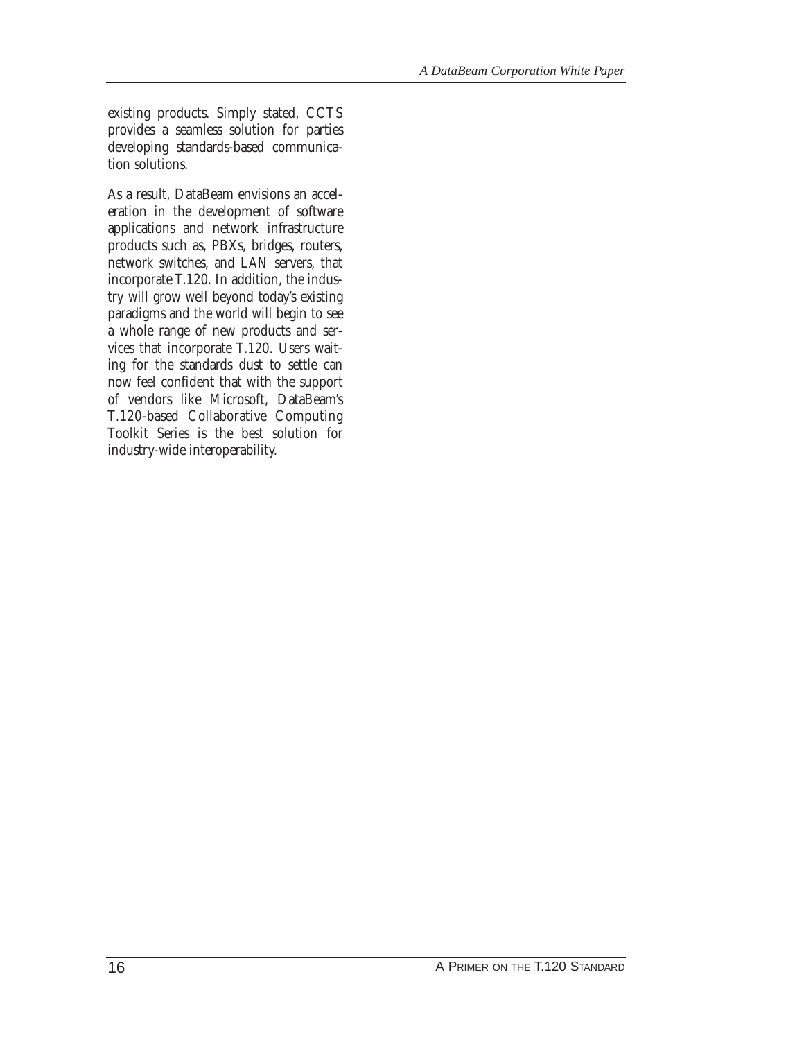existing products. Simply stated, CCTS provides a seamless solution for parties developing standards-based communication solutions.

As a result, DataBeam envisions an acceleration in the development of software applications and network infrastructure products such as, PBXs, bridges, routers, network switches, and LAN servers, that incorporate T.120. In addition, the industry will grow well beyond today's existing paradigms and the world will begin to see a whole range of new products and services that incorporate T.120. Users waiting for the standards dust to settle can now feel confident that with the support of vendors like Microsoft, DataBeam's T.120-based Collaborative Computing Toolkit Series is the best solution for industry-wide interoperability.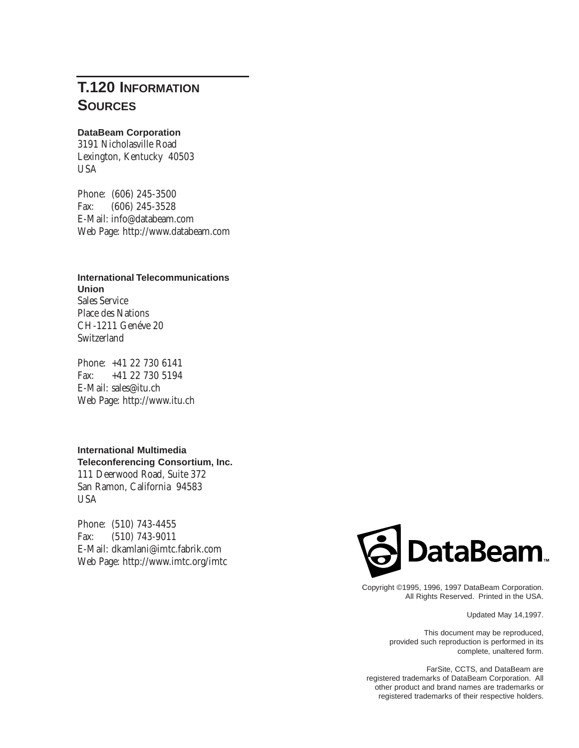# T.120 Information Sources

**DataBeam Corporation**
3191 Nicholasville Road
Lexington, Kentucky 40503
USA

Phone: (606) 245-3500
Fax: (606) 245-3528
E-Mail: info@databeam.com
Web Page: http://www.databeam.com

**International Telecommunications Union**
Sales Service
Place des Nations
CH-1211 Genéve 20
Switzerland

Phone: +41 22 730 6141
Fax: +41 22 730 5194
E-Mail: sales@itu.ch
Web Page: http://www.itu.ch

**International Multimedia Teleconferencing Consortium, Inc.**
111 Deerwood Road, Suite 372
San Ramon, California 94583
USA

Phone: (510) 743-4455
Fax: (510) 743-9011
E-Mail: dkamlani@imtc.fabrik.com
Web Page: http://www.imtc.org/imtc

DataBeam™

Copyright ©1995, 1996, 1997 DataBeam Corporation.
All Rights Reserved. Printed in the USA.

Updated May 14,1997.

This document may be reproduced, provided such reproduction is performed in its complete, unaltered form.

FarSite, CCTS, and DataBeam are registered trademarks of DataBeam Corporation. All other product and brand names are trademarks or registered trademarks of their respective holders.